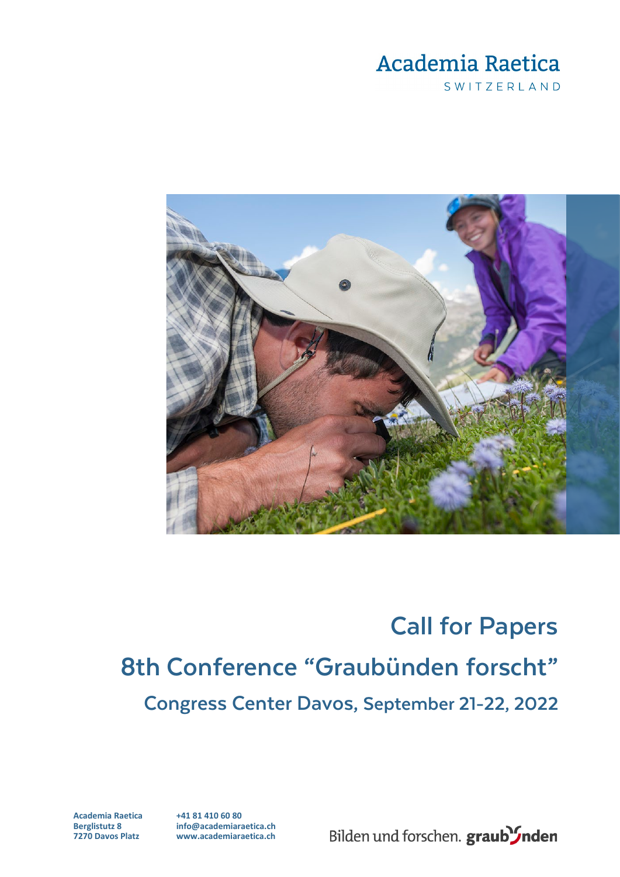Academia Raetica
SWITZERLAND

# Call for Papers

# 8th Conference "Graubünden forscht"

## Congress Center Davos, September 21-22, 2022

**Academia Raetica**
**Berglistutz 8**
**7270 Davos Platz**

**+41 81 410 60 80**
**info@academiaraetica.ch**
**www.academiaraetica.ch**

Bilden und forschen. graubünden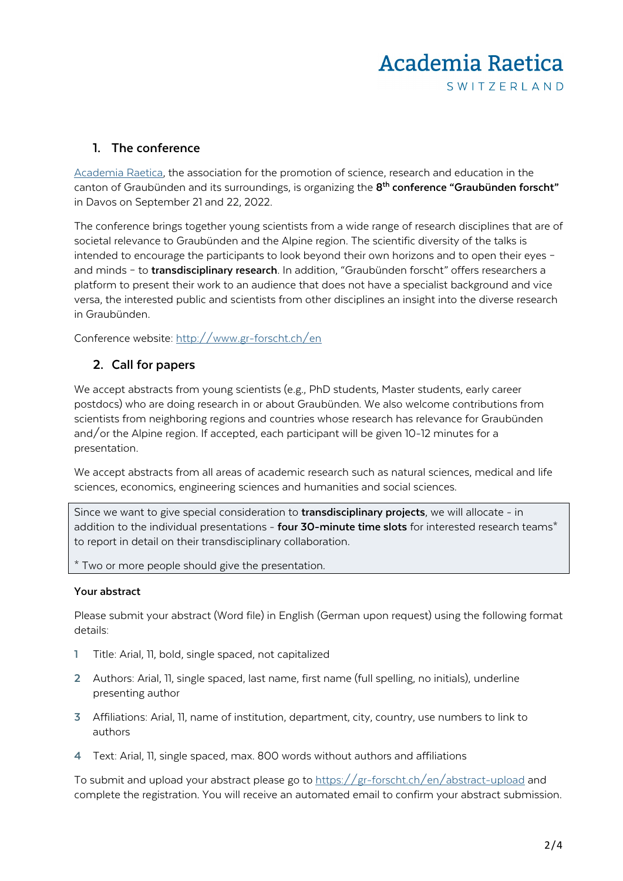## 1. The conference

Academia Raetica, the association for the promotion of science, research and education in the canton of Graubünden and its surroundings, is organizing the **8th conference "Graubünden forscht"** in Davos on September 21 and 22, 2022.

The conference brings together young scientists from a wide range of research disciplines that are of societal relevance to Graubünden and the Alpine region. The scientific diversity of the talks is intended to encourage the participants to look beyond their own horizons and to open their eyes – and minds – to **transdisciplinary research**. In addition, "Graubünden forscht" offers researchers a platform to present their work to an audience that does not have a specialist background and vice versa, the interested public and scientists from other disciplines an insight into the diverse research in Graubünden.

Conference website: http://www.gr-forscht.ch/en

## 2. Call for papers

We accept abstracts from young scientists (e.g., PhD students, Master students, early career postdocs) who are doing research in or about Graubünden. We also welcome contributions from scientists from neighboring regions and countries whose research has relevance for Graubünden and/or the Alpine region. If accepted, each participant will be given 10-12 minutes for a presentation.

We accept abstracts from all areas of academic research such as natural sciences, medical and life sciences, economics, engineering sciences and humanities and social sciences.

Since we want to give special consideration to **transdisciplinary projects**, we will allocate - in addition to the individual presentations - **four 30-minute time slots** for interested research teams* to report in detail on their transdisciplinary collaboration.

* Two or more people should give the presentation.

**Your abstract**

Please submit your abstract (Word file) in English (German upon request) using the following format details:

1. Title: Arial, 11, bold, single spaced, not capitalized
2. Authors: Arial, 11, single spaced, last name, first name (full spelling, no initials), underline presenting author
3. Affiliations: Arial, 11, name of institution, department, city, country, use numbers to link to authors
4. Text: Arial, 11, single spaced, max. 800 words without authors and affiliations

To submit and upload your abstract please go to https://gr-forscht.ch/en/abstract-upload and complete the registration. You will receive an automated email to confirm your abstract submission.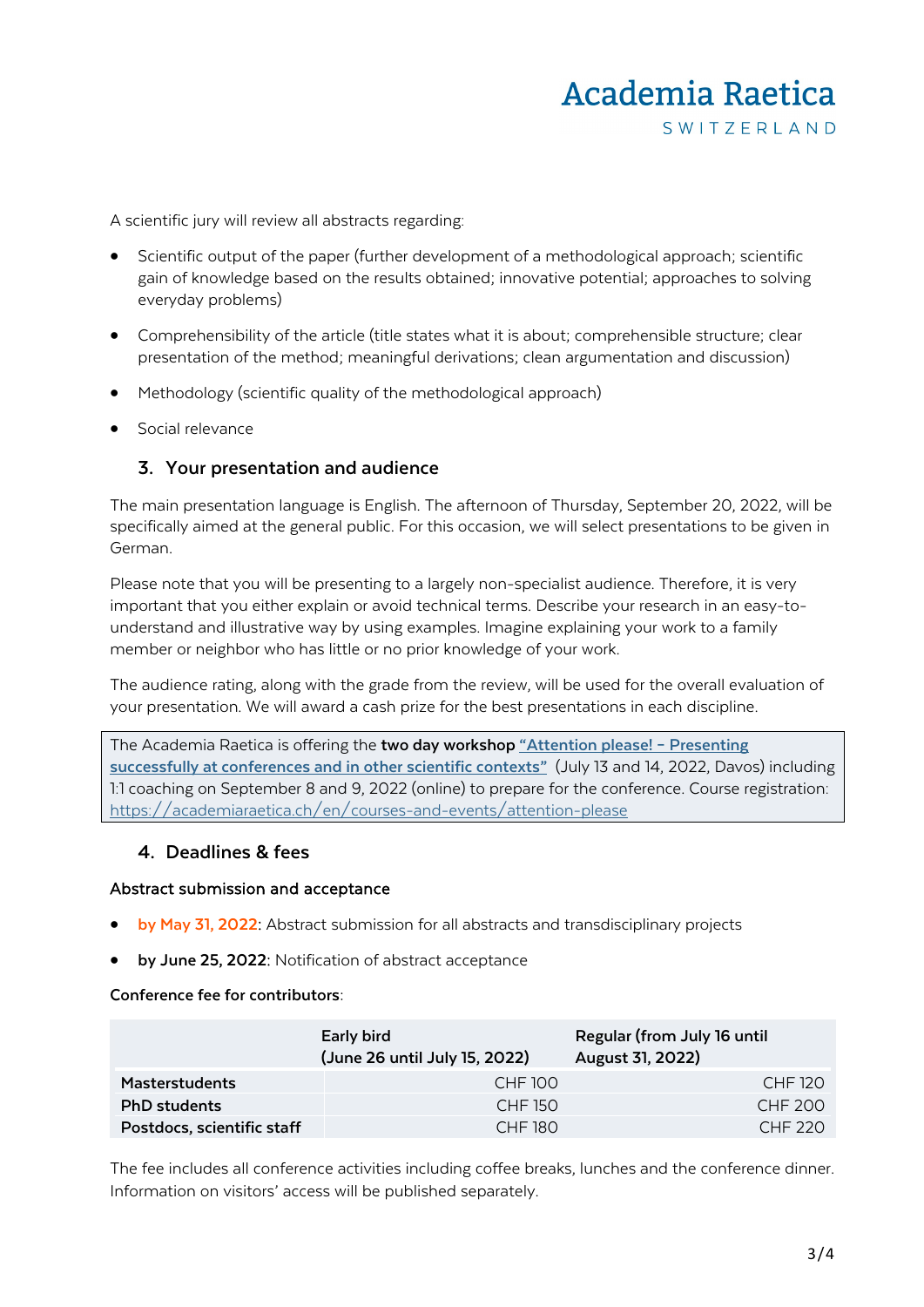A scientific jury will review all abstracts regarding:

- Scientific output of the paper (further development of a methodological approach; scientific gain of knowledge based on the results obtained; innovative potential; approaches to solving everyday problems)
- Comprehensibility of the article (title states what it is about; comprehensible structure; clear presentation of the method; meaningful derivations; clean argumentation and discussion)
- Methodology (scientific quality of the methodological approach)
- Social relevance

## 3. Your presentation and audience

The main presentation language is English. The afternoon of Thursday, September 20, 2022, will be specifically aimed at the general public. For this occasion, we will select presentations to be given in German.

Please note that you will be presenting to a largely non-specialist audience. Therefore, it is very important that you either explain or avoid technical terms. Describe your research in an easy-to-understand and illustrative way by using examples. Imagine explaining your work to a family member or neighbor who has little or no prior knowledge of your work.

The audience rating, along with the grade from the review, will be used for the overall evaluation of your presentation. We will award a cash prize for the best presentations in each discipline.

> The Academia Raetica is offering the **two day workshop** [**"Attention please! – Presenting successfully at conferences and in other scientific contexts"**](https://academiaraetica.ch/en/courses-and-events/attention-please) (July 13 and 14, 2022, Davos) including 1:1 coaching on September 8 and 9, 2022 (online) to prepare for the conference. Course registration: [https://academiaraetica.ch/en/courses-and-events/attention-please](https://academiaraetica.ch/en/courses-and-events/attention-please)

## 4. Deadlines & fees

**Abstract submission and acceptance**

- **by May 31, 2022**: Abstract submission for all abstracts and transdisciplinary projects
- **by June 25, 2022**: Notification of abstract acceptance

**Conference fee for contributors**:

| | **Early bird (June 26 until July 15, 2022)** | **Regular (from July 16 until August 31, 2022)** |
|---|---|---|
| **Masterstudents** | CHF 100 | CHF 120 |
| **PhD students** | CHF 150 | CHF 200 |
| **Postdocs, scientific staff** | CHF 180 | CHF 220 |

The fee includes all conference activities including coffee breaks, lunches and the conference dinner. Information on visitors' access will be published separately.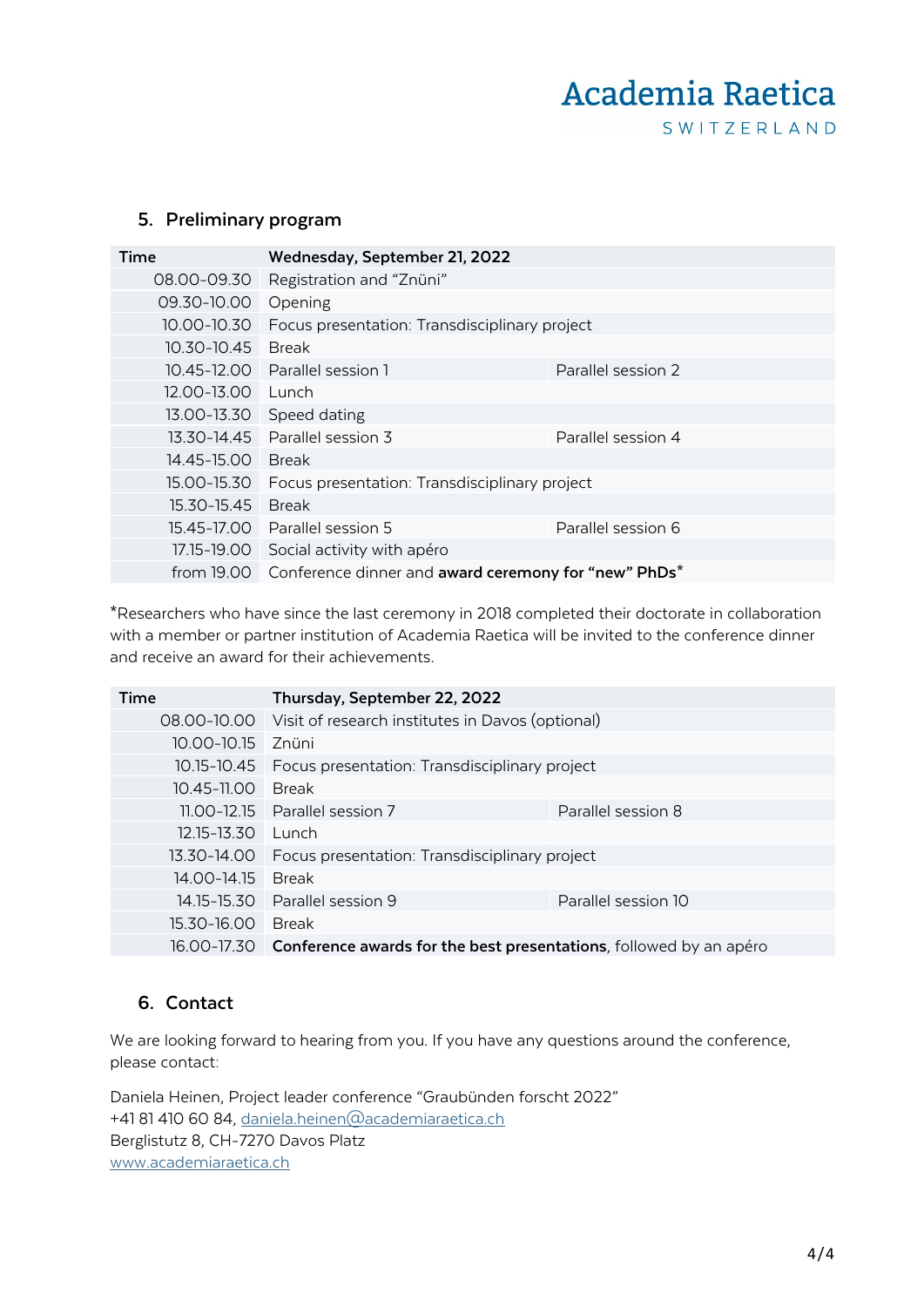## 5. Preliminary program

| Time | Wednesday, September 21, 2022 | |
|---|---|---|
| 08.00-09.30 | Registration and "Znüni" | |
| 09.30-10.00 | Opening | |
| 10.00-10.30 | Focus presentation: Transdisciplinary project | |
| 10.30-10.45 | Break | |
| 10.45-12.00 | Parallel session 1 | Parallel session 2 |
| 12.00-13.00 | Lunch | |
| 13.00-13.30 | Speed dating | |
| 13.30-14.45 | Parallel session 3 | Parallel session 4 |
| 14.45-15.00 | Break | |
| 15.00-15.30 | Focus presentation: Transdisciplinary project | |
| 15.30-15.45 | Break | |
| 15.45-17.00 | Parallel session 5 | Parallel session 6 |
| 17.15-19.00 | Social activity with apéro | |
| from 19.00 | Conference dinner and **award ceremony for "new" PhDs*** | |

*Researchers who have since the last ceremony in 2018 completed their doctorate in collaboration with a member or partner institution of Academia Raetica will be invited to the conference dinner and receive an award for their achievements.

| Time | Thursday, September 22, 2022 | |
|---|---|---|
| 08.00-10.00 | Visit of research institutes in Davos (optional) | |
| 10.00-10.15 | Znüni | |
| 10.15-10.45 | Focus presentation: Transdisciplinary project | |
| 10.45-11.00 | Break | |
| 11.00-12.15 | Parallel session 7 | Parallel session 8 |
| 12.15-13.30 | Lunch | |
| 13.30-14.00 | Focus presentation: Transdisciplinary project | |
| 14.00-14.15 | Break | |
| 14.15-15.30 | Parallel session 9 | Parallel session 10 |
| 15.30-16.00 | Break | |
| 16.00-17.30 | **Conference awards for the best presentations**, followed by an apéro | |

## 6. Contact

We are looking forward to hearing from you. If you have any questions around the conference, please contact:

Daniela Heinen, Project leader conference "Graubünden forscht 2022"
+41 81 410 60 84, daniela.heinen@academiaraetica.ch
Berglistutz 8, CH-7270 Davos Platz
www.academiaraetica.ch